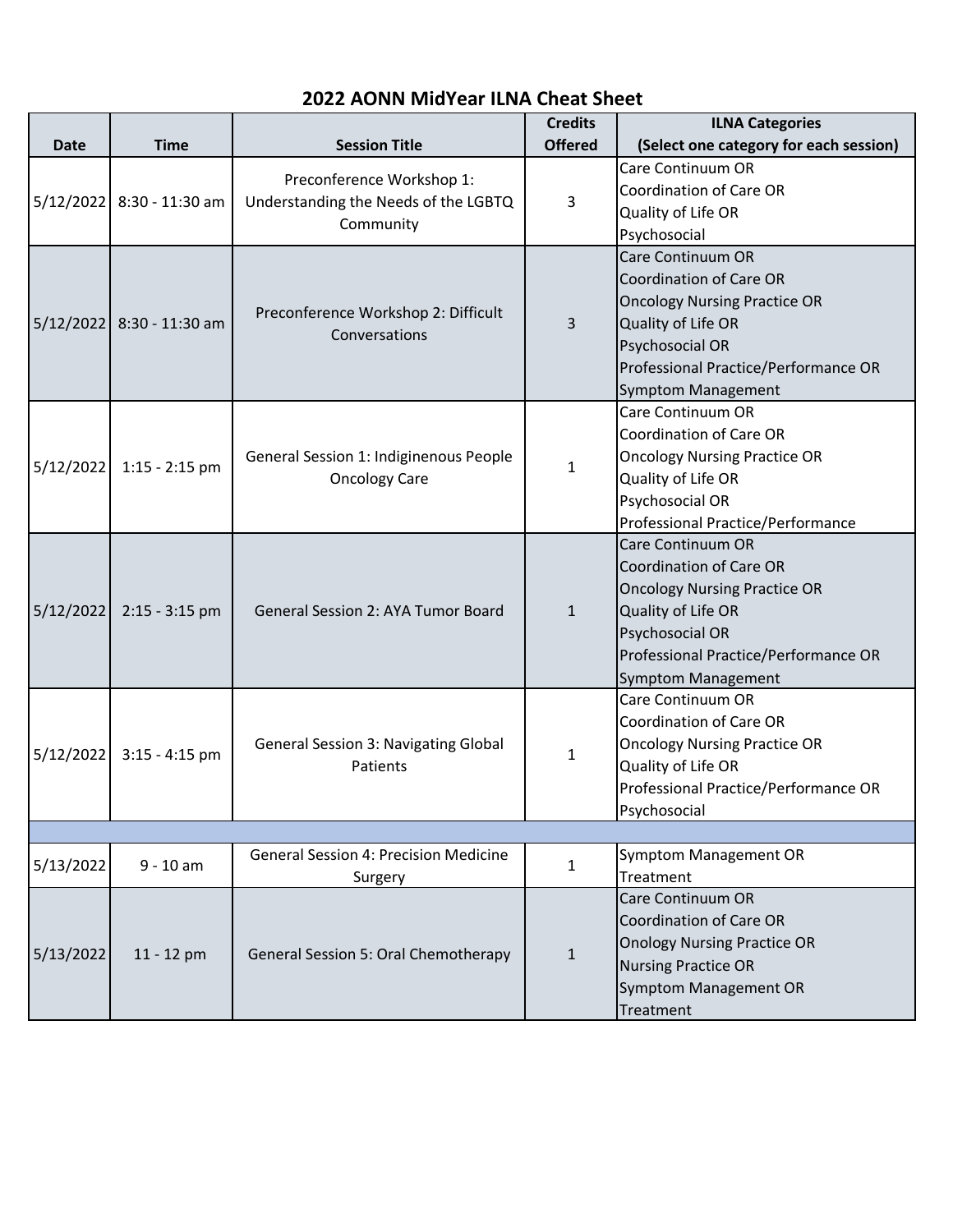# 2022 AONN MidYear ILNA Cheat Sheet

| Date | Time | Session Title | Credits Offered | ILNA Categories (Select one category for each session) |
|---|---|---|---|---|
| 5/12/2022 | 8:30 - 11:30 am | Preconference Workshop 1: Understanding the Needs of the LGBTQ Community | 3 | Care Continuum OR<br>Coordination of Care OR<br>Quality of Life OR<br>Psychosocial |
| 5/12/2022 | 8:30 - 11:30 am | Preconference Workshop 2: Difficult Conversations | 3 | Care Continuum OR<br>Coordination of Care OR<br>Oncology Nursing Practice OR<br>Quality of Life OR<br>Psychosocial OR<br>Professional Practice/Performance OR<br>Symptom Management |
| 5/12/2022 | 1:15 - 2:15 pm | General Session 1: Indiginenous People Oncology Care | 1 | Care Continuum OR<br>Coordination of Care OR<br>Oncology Nursing Practice OR<br>Quality of Life OR<br>Psychosocial OR<br>Professional Practice/Performance |
| 5/12/2022 | 2:15 - 3:15 pm | General Session 2: AYA Tumor Board | 1 | Care Continuum OR<br>Coordination of Care OR<br>Oncology Nursing Practice OR<br>Quality of Life OR<br>Psychosocial OR<br>Professional Practice/Performance OR<br>Symptom Management |
| 5/12/2022 | 3:15 - 4:15 pm | General Session 3: Navigating Global Patients | 1 | Care Continuum OR<br>Coordination of Care OR<br>Oncology Nursing Practice OR<br>Quality of Life OR<br>Professional Practice/Performance OR<br>Psychosocial |
| | | | | |
| 5/13/2022 | 9 - 10 am | General Session 4: Precision Medicine Surgery | 1 | Symptom Management OR<br>Treatment |
| 5/13/2022 | 11 - 12 pm | General Session 5: Oral Chemotherapy | 1 | Care Continuum OR<br>Coordination of Care OR<br>Onology Nursing Practice OR<br>Nursing Practice OR<br>Symptom Management OR<br>Treatment |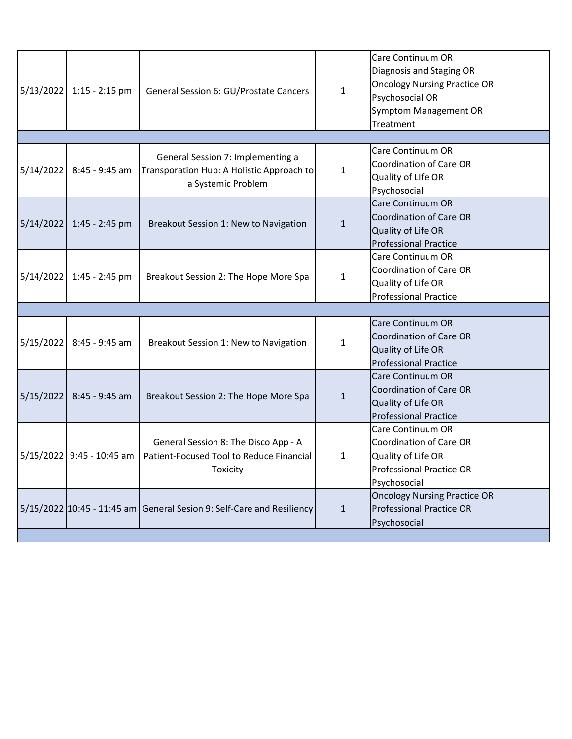| | | | | |
|---|---|---|---|---|
| 5/13/2022 | 1:15 - 2:15 pm | General Session 6: GU/Prostate Cancers | 1 | Care Continuum OR<br>Diagnosis and Staging OR<br>Oncology Nursing Practice OR<br>Psychosocial OR<br>Symptom Management OR<br>Treatment |
| | | | | |
| 5/14/2022 | 8:45 - 9:45 am | General Session 7: Implementing a Transporation Hub: A Holistic Approach to a Systemic Problem | 1 | Care Continuum OR<br>Coordination of Care OR<br>Quality of LIfe OR<br>Psychosocial |
| 5/14/2022 | 1:45 - 2:45 pm | Breakout Session 1: New to Navigation | 1 | Care Continuum OR<br>Coordination of Care OR<br>Quality of Life OR<br>Professional Practice |
| 5/14/2022 | 1:45 - 2:45 pm | Breakout Session 2: The Hope More Spa | 1 | Care Continuum OR<br>Coordination of Care OR<br>Quality of Life OR<br>Professional Practice |
| | | | | |
| 5/15/2022 | 8:45 - 9:45 am | Breakout Session 1: New to Navigation | 1 | Care Continuum OR<br>Coordination of Care OR<br>Quality of Life OR<br>Professional Practice |
| 5/15/2022 | 8:45 - 9:45 am | Breakout Session 2: The Hope More Spa | 1 | Care Continuum OR<br>Coordination of Care OR<br>Quality of Life OR<br>Professional Practice |
| 5/15/2022 | 9:45 - 10:45 am | General Session 8: The Disco App - A Patient-Focused Tool to Reduce Financial Toxicity | 1 | Care Continuum OR<br>Coordination of Care OR<br>Quality of Life OR<br>Professional Practice OR<br>Psychosocial |
| 5/15/2022 | 10:45 - 11:45 am | General Sesion 9: Self-Care and Resiliency | 1 | Oncology Nursing Practice OR<br>Professional Practice OR<br>Psychosocial |